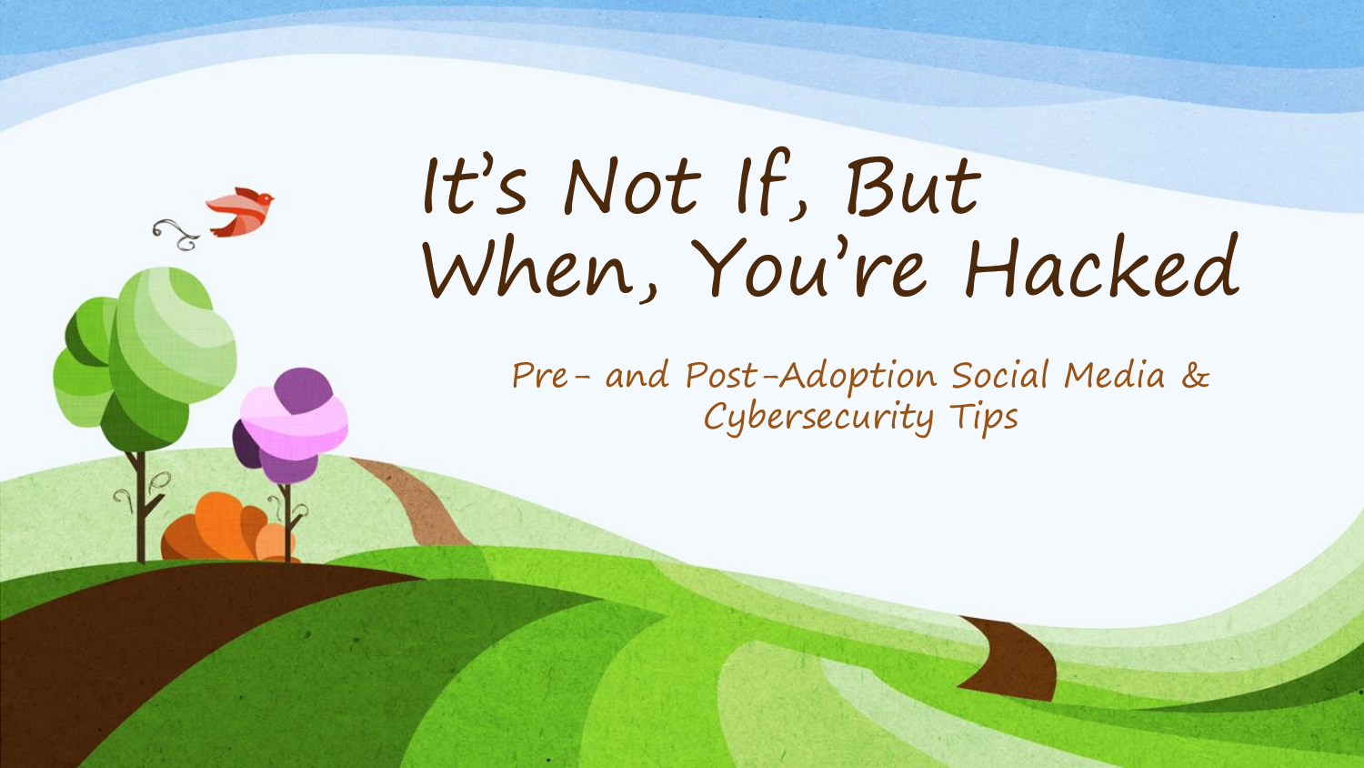# It's Not If, But When, You're Hacked

## Pre- and Post-Adoption Social Media & Cybersecurity Tips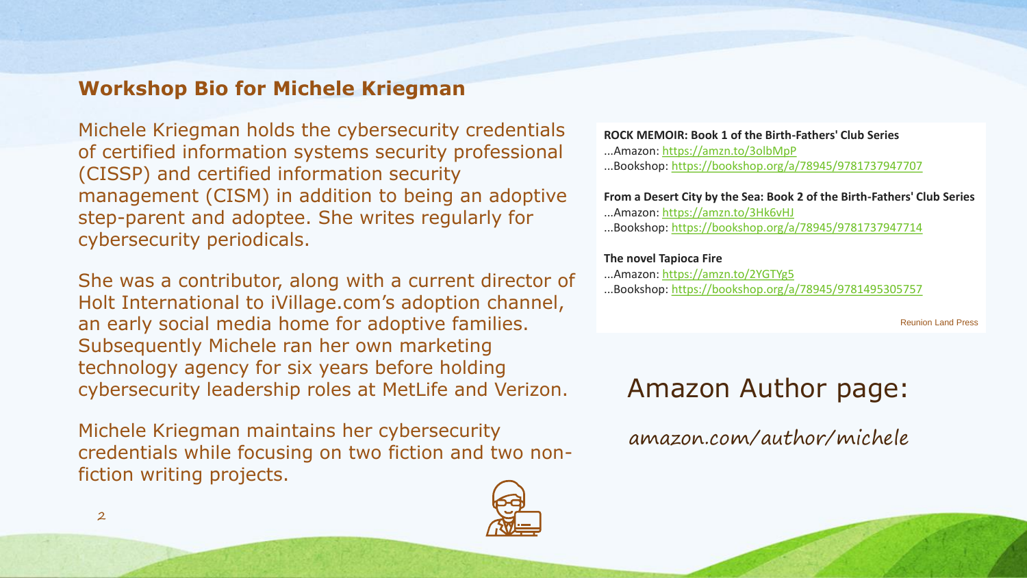## Workshop Bio for Michele Kriegman

Michele Kriegman holds the cybersecurity credentials of certified information systems security professional (CISSP) and certified information security management (CISM) in addition to being an adoptive step-parent and adoptee. She writes regularly for cybersecurity periodicals.

She was a contributor, along with a current director of Holt International to iVillage.com's adoption channel, an early social media home for adoptive families. Subsequently Michele ran her own marketing technology agency for six years before holding cybersecurity leadership roles at MetLife and Verizon.

Michele Kriegman maintains her cybersecurity credentials while focusing on two fiction and two non-fiction writing projects.

**ROCK MEMOIR: Book 1 of the Birth-Fathers' Club Series**
...Amazon: https://amzn.to/3olbMpP
...Bookshop: https://bookshop.org/a/78945/9781737947707

**From a Desert City by the Sea: Book 2 of the Birth-Fathers' Club Series**
...Amazon: https://amzn.to/3Hk6vHJ
...Bookshop: https://bookshop.org/a/78945/9781737947714

**The novel Tapioca Fire**
...Amazon: https://amzn.to/2YGTYg5
...Bookshop: https://bookshop.org/a/78945/9781495305757

Reunion Land Press

Amazon Author page:

amazon.com/author/michele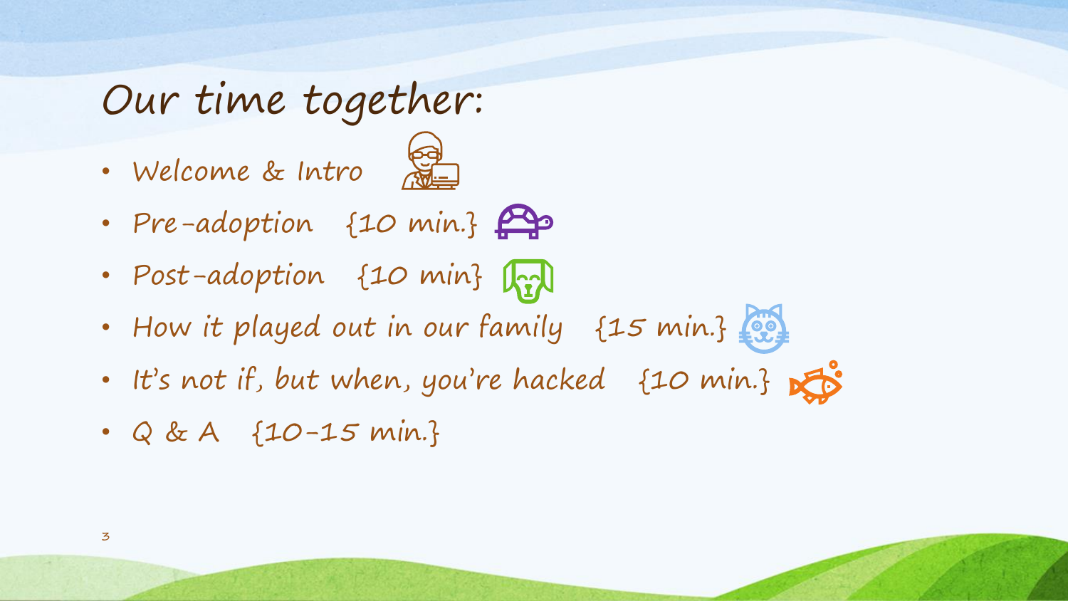# Our time together:

- Welcome & Intro
- Pre-adoption {10 min.}
- Post-adoption {10 min}
- How it played out in our family {15 min.}
- It's not if, but when, you're hacked {10 min.}
- Q & A {10-15 min.}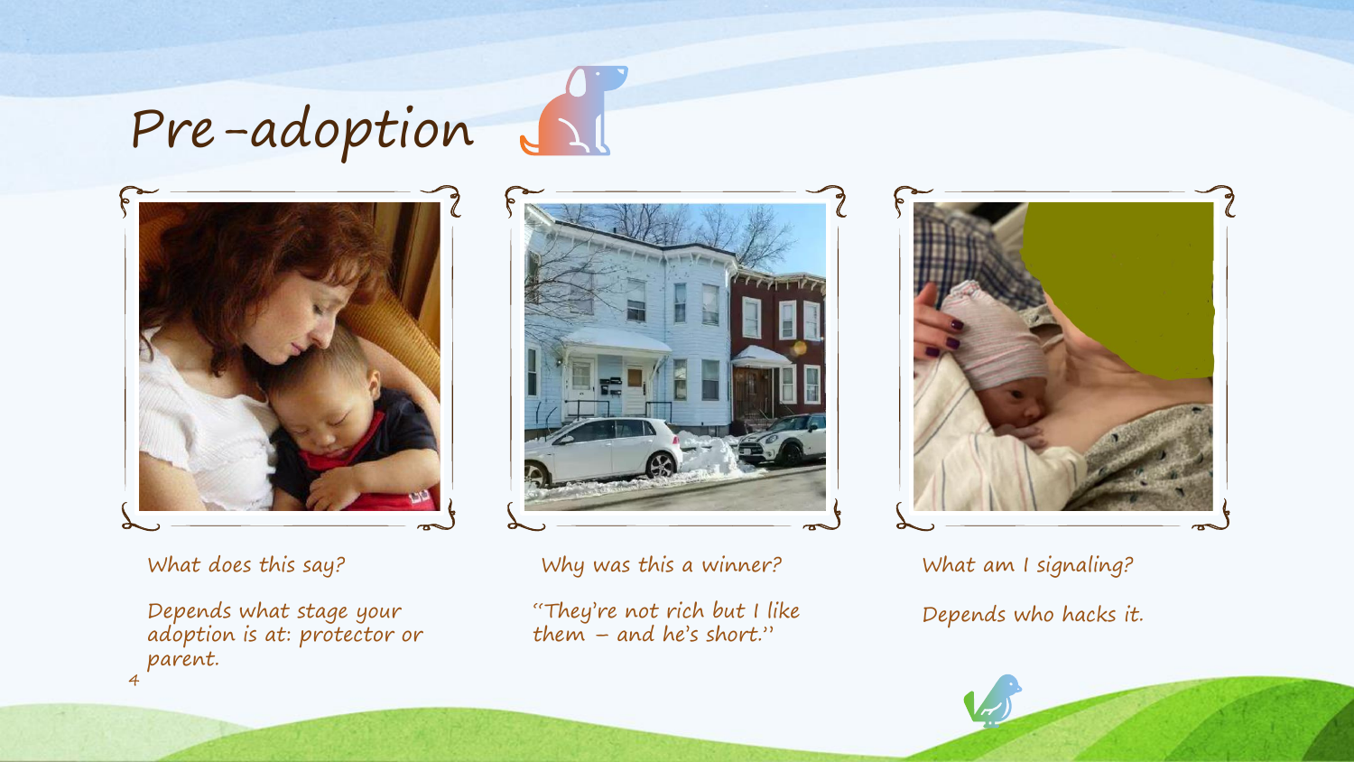# Pre-adoption

What does this say?

Depends what stage your adoption is at: protector or parent.

Why was this a winner?

"They're not rich but I like them – and he's short."

What am I signaling?

Depends who hacks it.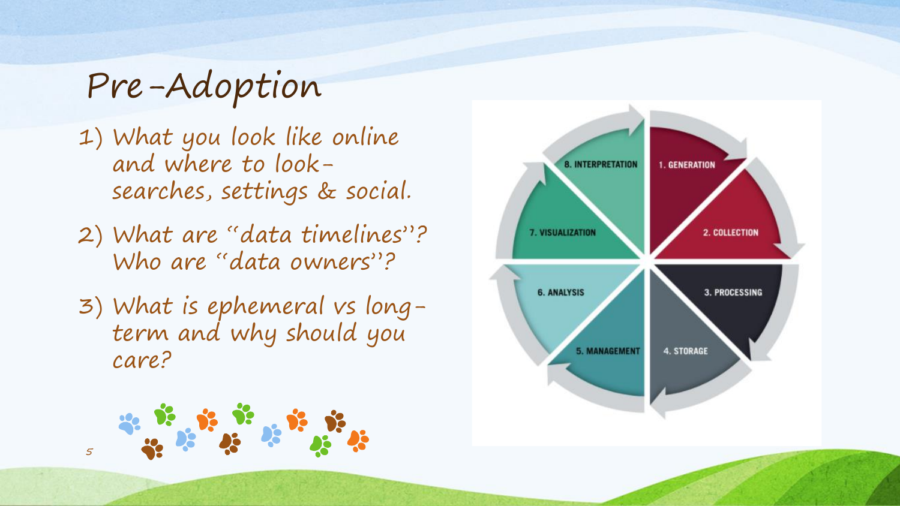# Pre-Adoption

1) What you look like online and where to look- searches, settings & social.
2) What are "data timelines"? Who are "data owners"?
3) What is ephemeral vs long-term and why should you care?

8. INTERPRETATION
1. GENERATION
2. COLLECTION
3. PROCESSING
4. STORAGE
5. MANAGEMENT
6. ANALYSIS
7. VISUALIZATION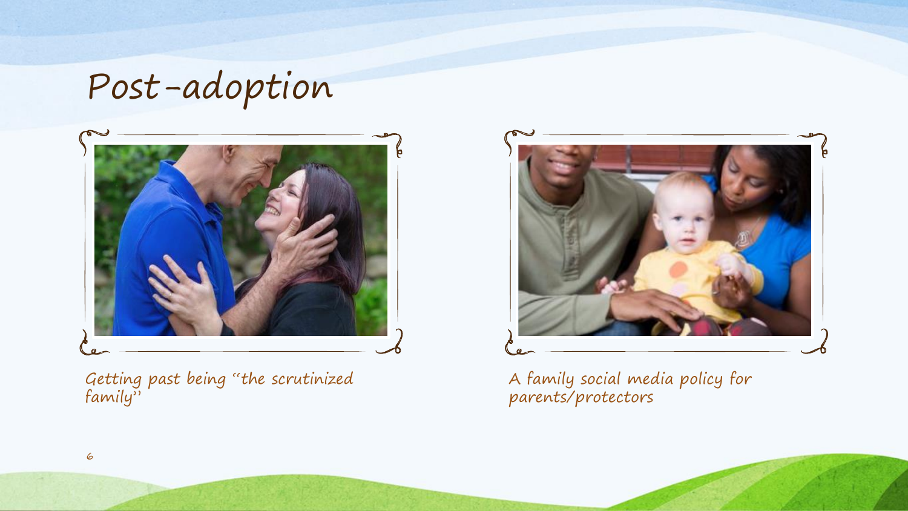# Post-adoption

Getting past being "the scrutinized family"

A family social media policy for parents/protectors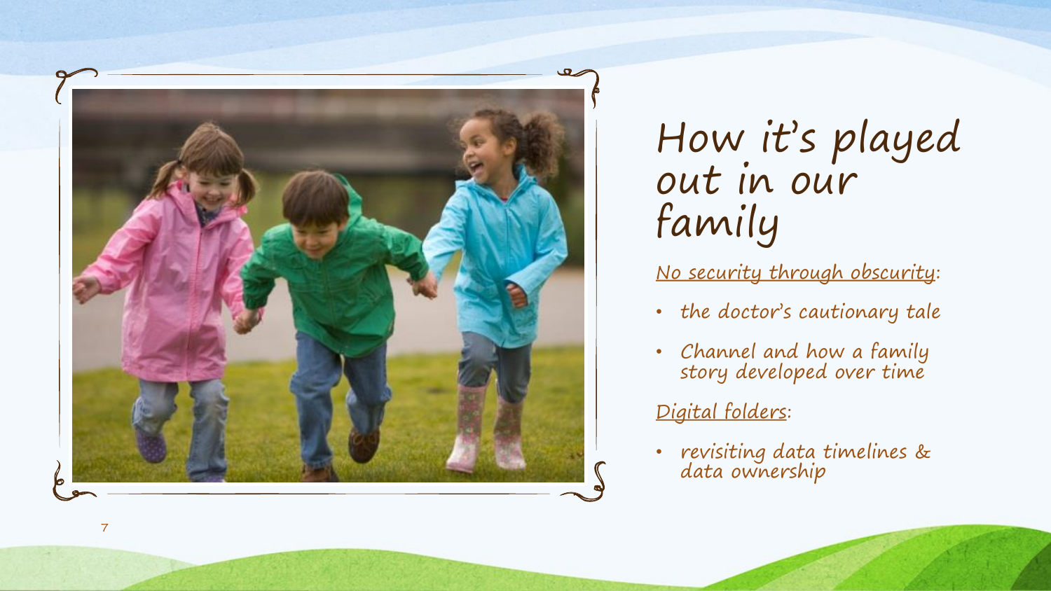# How it's played out in our family

<u>No security through obscurity</u>:

- the doctor's cautionary tale
- Channel and how a family story developed over time

<u>Digital folders</u>:

- revisiting data timelines & data ownership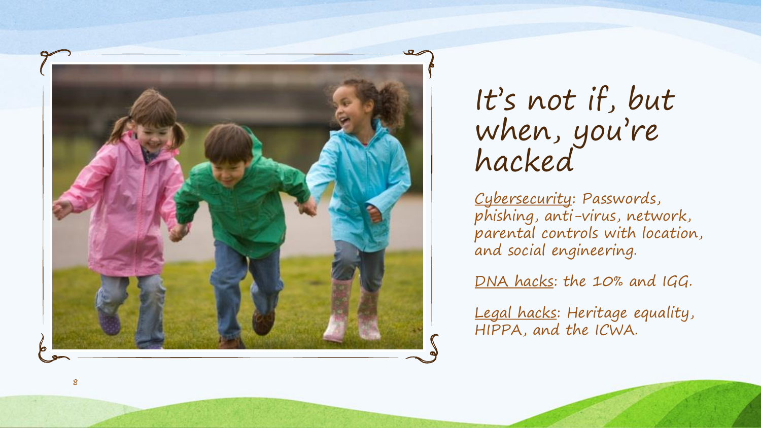# It's not if, but when, you're hacked

Cybersecurity: Passwords, phishing, anti-virus, network, parental controls with location, and social engineering.

DNA hacks: the 10% and IGG.

Legal hacks: Heritage equality, HIPPA, and the ICWA.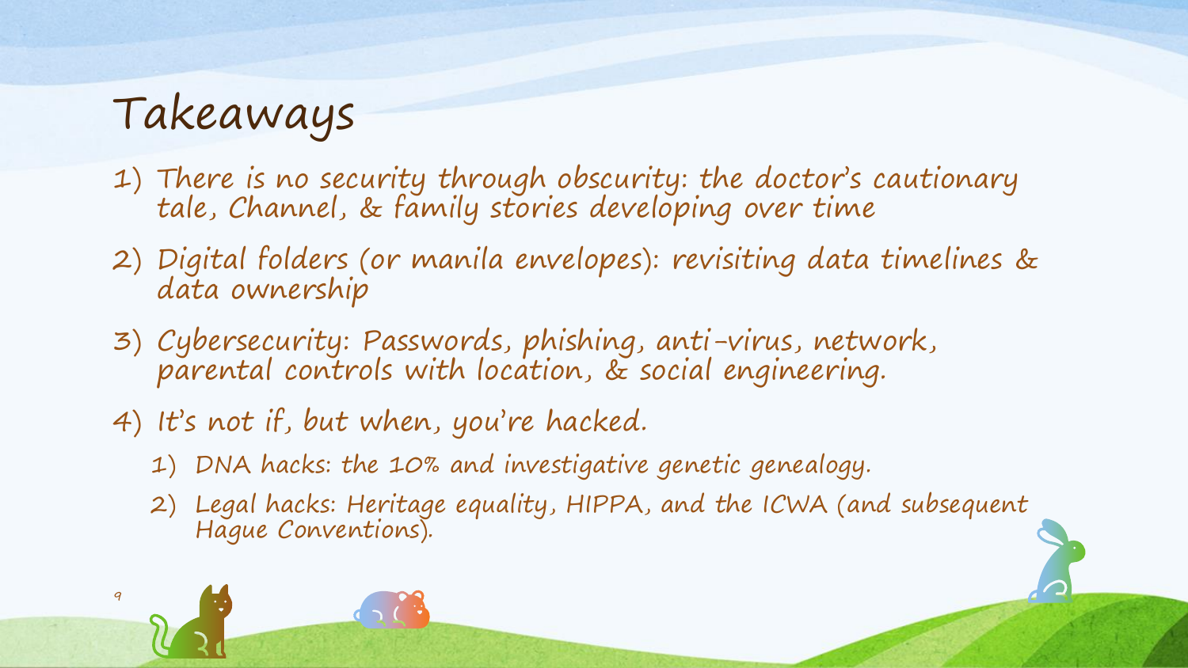# Takeaways

1) There is no security through obscurity: the doctor's cautionary tale, Channel, & family stories developing over time
2) Digital folders (or manila envelopes): revisiting data timelines & data ownership
3) Cybersecurity: Passwords, phishing, anti-virus, network, parental controls with location, & social engineering.
4) It's not if, but when, you're hacked.
   1) DNA hacks: the 10% and investigative genetic genealogy.
   2) Legal hacks: Heritage equality, HIPPA, and the ICWA (and subsequent Hague Conventions).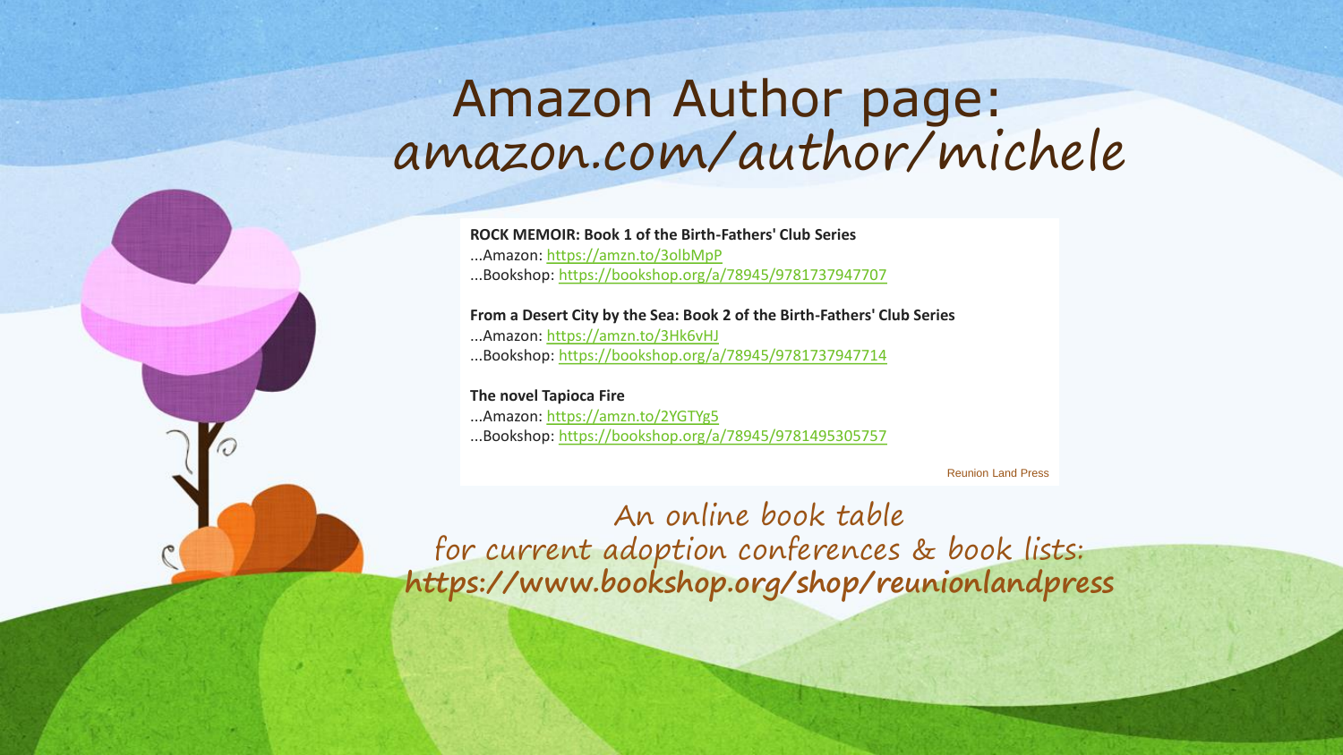# Amazon Author page: amazon.com/author/michele

**ROCK MEMOIR: Book 1 of the Birth-Fathers' Club Series**
...Amazon: https://amzn.to/3olbMpP
...Bookshop: https://bookshop.org/a/78945/9781737947707

**From a Desert City by the Sea: Book 2 of the Birth-Fathers' Club Series**
...Amazon: https://amzn.to/3Hk6vHJ
...Bookshop: https://bookshop.org/a/78945/9781737947714

**The novel Tapioca Fire**
...Amazon: https://amzn.to/2YGTYg5
...Bookshop: https://bookshop.org/a/78945/9781495305757

Reunion Land Press

An online book table
for current adoption conferences & book lists:
**https://www.bookshop.org/shop/reunionlandpress**